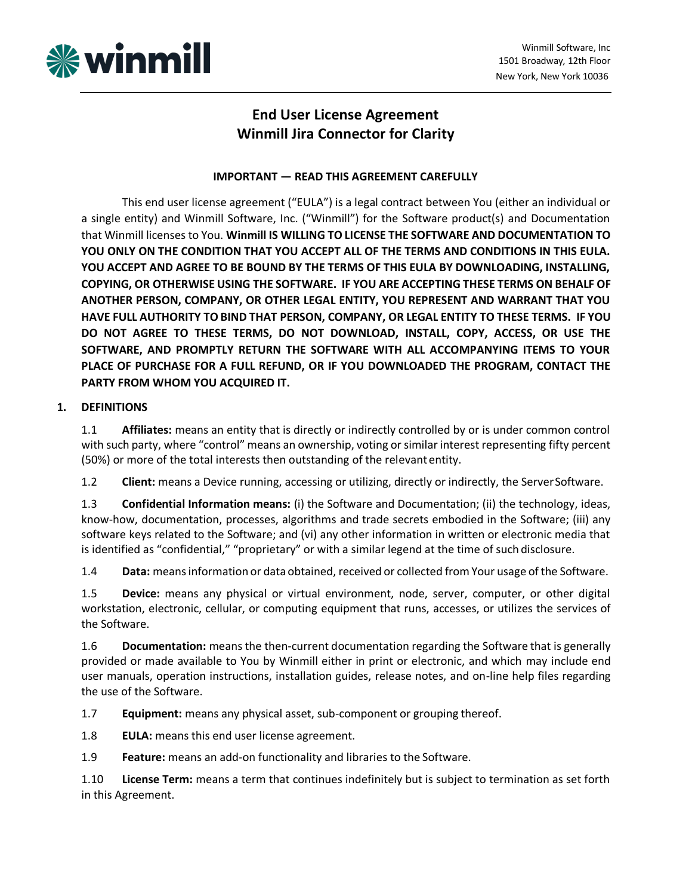Winmill Software, Inc
1501 Broadway, 12th Floor
New York, New York 10036

# End User License Agreement
# Winmill Jira Connector for Clarity

**IMPORTANT — READ THIS AGREEMENT CAREFULLY**

This end user license agreement ("EULA") is a legal contract between You (either an individual or a single entity) and Winmill Software, Inc. ("Winmill") for the Software product(s) and Documentation that Winmill licenses to You. **Winmill IS WILLING TO LICENSE THE SOFTWARE AND DOCUMENTATION TO YOU ONLY ON THE CONDITION THAT YOU ACCEPT ALL OF THE TERMS AND CONDITIONS IN THIS EULA. YOU ACCEPT AND AGREE TO BE BOUND BY THE TERMS OF THIS EULA BY DOWNLOADING, INSTALLING, COPYING, OR OTHERWISE USING THE SOFTWARE. IF YOU ARE ACCEPTING THESE TERMS ON BEHALF OF ANOTHER PERSON, COMPANY, OR OTHER LEGAL ENTITY, YOU REPRESENT AND WARRANT THAT YOU HAVE FULL AUTHORITY TO BIND THAT PERSON, COMPANY, OR LEGAL ENTITY TO THESE TERMS. IF YOU DO NOT AGREE TO THESE TERMS, DO NOT DOWNLOAD, INSTALL, COPY, ACCESS, OR USE THE SOFTWARE, AND PROMPTLY RETURN THE SOFTWARE WITH ALL ACCOMPANYING ITEMS TO YOUR PLACE OF PURCHASE FOR A FULL REFUND, OR IF YOU DOWNLOADED THE PROGRAM, CONTACT THE PARTY FROM WHOM YOU ACQUIRED IT.**

## 1. DEFINITIONS

1.1 **Affiliates:** means an entity that is directly or indirectly controlled by or is under common control with such party, where "control" means an ownership, voting or similar interest representing fifty percent (50%) or more of the total interests then outstanding of the relevant entity.

1.2 **Client:** means a Device running, accessing or utilizing, directly or indirectly, the Server Software.

1.3 **Confidential Information means:** (i) the Software and Documentation; (ii) the technology, ideas, know-how, documentation, processes, algorithms and trade secrets embodied in the Software; (iii) any software keys related to the Software; and (vi) any other information in written or electronic media that is identified as "confidential," "proprietary" or with a similar legend at the time of such disclosure.

1.4 **Data:** means information or data obtained, received or collected from Your usage of the Software.

1.5 **Device:** means any physical or virtual environment, node, server, computer, or other digital workstation, electronic, cellular, or computing equipment that runs, accesses, or utilizes the services of the Software.

1.6 **Documentation:** means the then-current documentation regarding the Software that is generally provided or made available to You by Winmill either in print or electronic, and which may include end user manuals, operation instructions, installation guides, release notes, and on-line help files regarding the use of the Software.

1.7 **Equipment:** means any physical asset, sub-component or grouping thereof.

1.8 **EULA:** means this end user license agreement.

1.9 **Feature:** means an add-on functionality and libraries to the Software.

1.10 **License Term:** means a term that continues indefinitely but is subject to termination as set forth in this Agreement.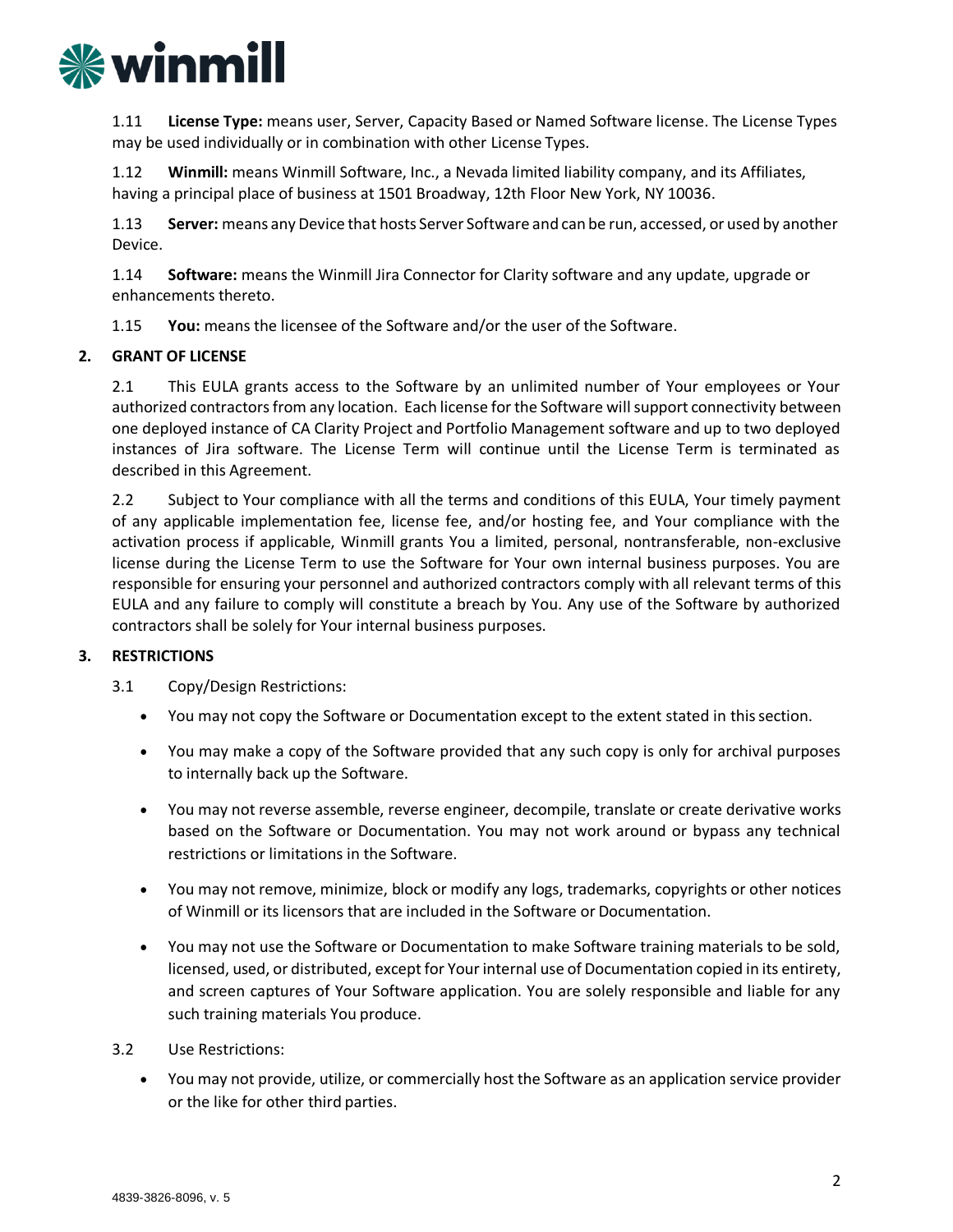1.11 **License Type:** means user, Server, Capacity Based or Named Software license. The License Types may be used individually or in combination with other License Types.

1.12 **Winmill:** means Winmill Software, Inc., a Nevada limited liability company, and its Affiliates, having a principal place of business at 1501 Broadway, 12th Floor New York, NY 10036.

1.13 **Server:** means any Device that hosts Server Software and can be run, accessed, or used by another Device.

1.14 **Software:** means the Winmill Jira Connector for Clarity software and any update, upgrade or enhancements thereto.

1.15 **You:** means the licensee of the Software and/or the user of the Software.

## 2. GRANT OF LICENSE

2.1 This EULA grants access to the Software by an unlimited number of Your employees or Your authorized contractors from any location. Each license for the Software will support connectivity between one deployed instance of CA Clarity Project and Portfolio Management software and up to two deployed instances of Jira software. The License Term will continue until the License Term is terminated as described in this Agreement.

2.2 Subject to Your compliance with all the terms and conditions of this EULA, Your timely payment of any applicable implementation fee, license fee, and/or hosting fee, and Your compliance with the activation process if applicable, Winmill grants You a limited, personal, nontransferable, non-exclusive license during the License Term to use the Software for Your own internal business purposes. You are responsible for ensuring your personnel and authorized contractors comply with all relevant terms of this EULA and any failure to comply will constitute a breach by You. Any use of the Software by authorized contractors shall be solely for Your internal business purposes.

## 3. RESTRICTIONS

3.1 Copy/Design Restrictions:

- You may not copy the Software or Documentation except to the extent stated in this section.
- You may make a copy of the Software provided that any such copy is only for archival purposes to internally back up the Software.
- You may not reverse assemble, reverse engineer, decompile, translate or create derivative works based on the Software or Documentation. You may not work around or bypass any technical restrictions or limitations in the Software.
- You may not remove, minimize, block or modify any logs, trademarks, copyrights or other notices of Winmill or its licensors that are included in the Software or Documentation.
- You may not use the Software or Documentation to make Software training materials to be sold, licensed, used, or distributed, except for Your internal use of Documentation copied in its entirety, and screen captures of Your Software application. You are solely responsible and liable for any such training materials You produce.

3.2 Use Restrictions:

- You may not provide, utilize, or commercially host the Software as an application service provider or the like for other third parties.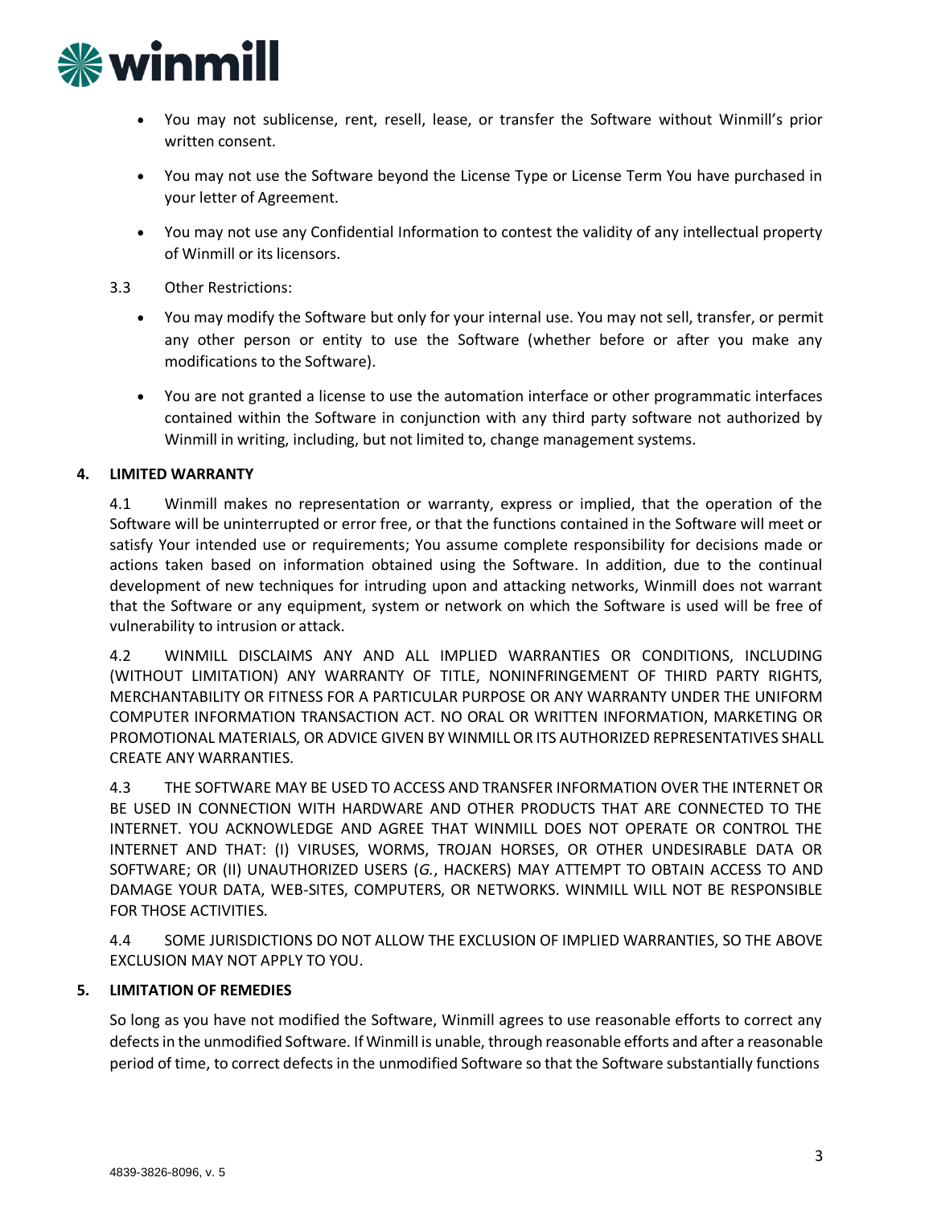- You may not sublicense, rent, resell, lease, or transfer the Software without Winmill's prior written consent.
- You may not use the Software beyond the License Type or License Term You have purchased in your letter of Agreement.
- You may not use any Confidential Information to contest the validity of any intellectual property of Winmill or its licensors.

3.3 Other Restrictions:

- You may modify the Software but only for your internal use. You may not sell, transfer, or permit any other person or entity to use the Software (whether before or after you make any modifications to the Software).
- You are not granted a license to use the automation interface or other programmatic interfaces contained within the Software in conjunction with any third party software not authorized by Winmill in writing, including, but not limited to, change management systems.

**4. LIMITED WARRANTY**

4.1 Winmill makes no representation or warranty, express or implied, that the operation of the Software will be uninterrupted or error free, or that the functions contained in the Software will meet or satisfy Your intended use or requirements; You assume complete responsibility for decisions made or actions taken based on information obtained using the Software. In addition, due to the continual development of new techniques for intruding upon and attacking networks, Winmill does not warrant that the Software or any equipment, system or network on which the Software is used will be free of vulnerability to intrusion or attack.

4.2 WINMILL DISCLAIMS ANY AND ALL IMPLIED WARRANTIES OR CONDITIONS, INCLUDING (WITHOUT LIMITATION) ANY WARRANTY OF TITLE, NONINFRINGEMENT OF THIRD PARTY RIGHTS, MERCHANTABILITY OR FITNESS FOR A PARTICULAR PURPOSE OR ANY WARRANTY UNDER THE UNIFORM COMPUTER INFORMATION TRANSACTION ACT. NO ORAL OR WRITTEN INFORMATION, MARKETING OR PROMOTIONAL MATERIALS, OR ADVICE GIVEN BY WINMILL OR ITS AUTHORIZED REPRESENTATIVES SHALL CREATE ANY WARRANTIES.

4.3 THE SOFTWARE MAY BE USED TO ACCESS AND TRANSFER INFORMATION OVER THE INTERNET OR BE USED IN CONNECTION WITH HARDWARE AND OTHER PRODUCTS THAT ARE CONNECTED TO THE INTERNET. YOU ACKNOWLEDGE AND AGREE THAT WINMILL DOES NOT OPERATE OR CONTROL THE INTERNET AND THAT: (I) VIRUSES, WORMS, TROJAN HORSES, OR OTHER UNDESIRABLE DATA OR SOFTWARE; OR (II) UNAUTHORIZED USERS (*G.*, HACKERS) MAY ATTEMPT TO OBTAIN ACCESS TO AND DAMAGE YOUR DATA, WEB-SITES, COMPUTERS, OR NETWORKS. WINMILL WILL NOT BE RESPONSIBLE FOR THOSE ACTIVITIES.

4.4 SOME JURISDICTIONS DO NOT ALLOW THE EXCLUSION OF IMPLIED WARRANTIES, SO THE ABOVE EXCLUSION MAY NOT APPLY TO YOU.

**5. LIMITATION OF REMEDIES**

So long as you have not modified the Software, Winmill agrees to use reasonable efforts to correct any defects in the unmodified Software. If Winmill is unable, through reasonable efforts and after a reasonable period of time, to correct defects in the unmodified Software so that the Software substantially functions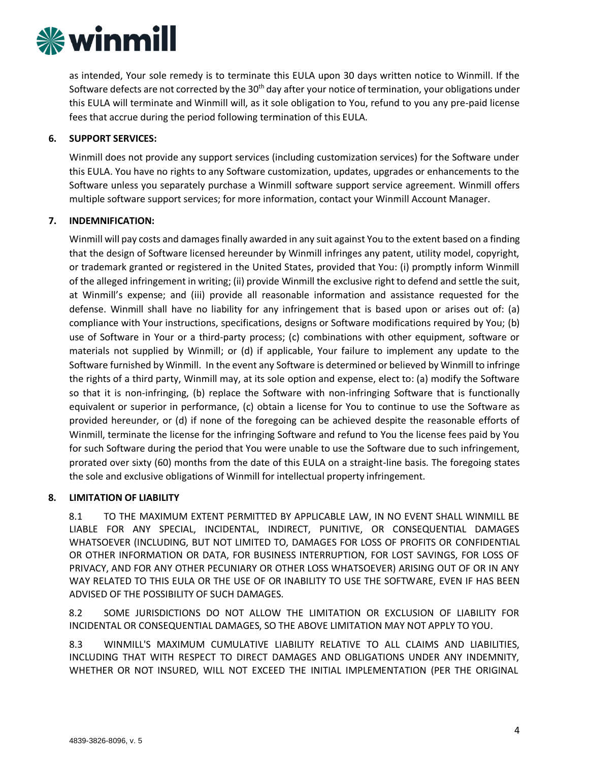as intended, Your sole remedy is to terminate this EULA upon 30 days written notice to Winmill. If the Software defects are not corrected by the 30th day after your notice of termination, your obligations under this EULA will terminate and Winmill will, as it sole obligation to You, refund to you any pre-paid license fees that accrue during the period following termination of this EULA.

**6. SUPPORT SERVICES:**

Winmill does not provide any support services (including customization services) for the Software under this EULA. You have no rights to any Software customization, updates, upgrades or enhancements to the Software unless you separately purchase a Winmill software support service agreement. Winmill offers multiple software support services; for more information, contact your Winmill Account Manager.

**7. INDEMNIFICATION:**

Winmill will pay costs and damages finally awarded in any suit against You to the extent based on a finding that the design of Software licensed hereunder by Winmill infringes any patent, utility model, copyright, or trademark granted or registered in the United States, provided that You: (i) promptly inform Winmill of the alleged infringement in writing; (ii) provide Winmill the exclusive right to defend and settle the suit, at Winmill's expense; and (iii) provide all reasonable information and assistance requested for the defense. Winmill shall have no liability for any infringement that is based upon or arises out of: (a) compliance with Your instructions, specifications, designs or Software modifications required by You; (b) use of Software in Your or a third-party process; (c) combinations with other equipment, software or materials not supplied by Winmill; or (d) if applicable, Your failure to implement any update to the Software furnished by Winmill. In the event any Software is determined or believed by Winmill to infringe the rights of a third party, Winmill may, at its sole option and expense, elect to: (a) modify the Software so that it is non-infringing, (b) replace the Software with non-infringing Software that is functionally equivalent or superior in performance, (c) obtain a license for You to continue to use the Software as provided hereunder, or (d) if none of the foregoing can be achieved despite the reasonable efforts of Winmill, terminate the license for the infringing Software and refund to You the license fees paid by You for such Software during the period that You were unable to use the Software due to such infringement, prorated over sixty (60) months from the date of this EULA on a straight-line basis. The foregoing states the sole and exclusive obligations of Winmill for intellectual property infringement.

**8. LIMITATION OF LIABILITY**

8.1 TO THE MAXIMUM EXTENT PERMITTED BY APPLICABLE LAW, IN NO EVENT SHALL WINMILL BE LIABLE FOR ANY SPECIAL, INCIDENTAL, INDIRECT, PUNITIVE, OR CONSEQUENTIAL DAMAGES WHATSOEVER (INCLUDING, BUT NOT LIMITED TO, DAMAGES FOR LOSS OF PROFITS OR CONFIDENTIAL OR OTHER INFORMATION OR DATA, FOR BUSINESS INTERRUPTION, FOR LOST SAVINGS, FOR LOSS OF PRIVACY, AND FOR ANY OTHER PECUNIARY OR OTHER LOSS WHATSOEVER) ARISING OUT OF OR IN ANY WAY RELATED TO THIS EULA OR THE USE OF OR INABILITY TO USE THE SOFTWARE, EVEN IF HAS BEEN ADVISED OF THE POSSIBILITY OF SUCH DAMAGES.

8.2 SOME JURISDICTIONS DO NOT ALLOW THE LIMITATION OR EXCLUSION OF LIABILITY FOR INCIDENTAL OR CONSEQUENTIAL DAMAGES, SO THE ABOVE LIMITATION MAY NOT APPLY TO YOU.

8.3 WINMILL'S MAXIMUM CUMULATIVE LIABILITY RELATIVE TO ALL CLAIMS AND LIABILITIES, INCLUDING THAT WITH RESPECT TO DIRECT DAMAGES AND OBLIGATIONS UNDER ANY INDEMNITY, WHETHER OR NOT INSURED, WILL NOT EXCEED THE INITIAL IMPLEMENTATION (PER THE ORIGINAL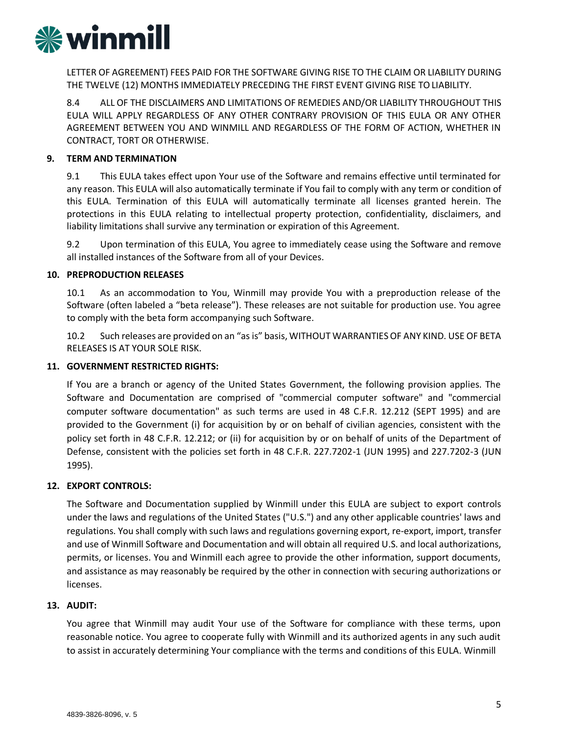LETTER OF AGREEMENT) FEES PAID FOR THE SOFTWARE GIVING RISE TO THE CLAIM OR LIABILITY DURING THE TWELVE (12) MONTHS IMMEDIATELY PRECEDING THE FIRST EVENT GIVING RISE TO LIABILITY.

8.4 ALL OF THE DISCLAIMERS AND LIMITATIONS OF REMEDIES AND/OR LIABILITY THROUGHOUT THIS EULA WILL APPLY REGARDLESS OF ANY OTHER CONTRARY PROVISION OF THIS EULA OR ANY OTHER AGREEMENT BETWEEN YOU AND WINMILL AND REGARDLESS OF THE FORM OF ACTION, WHETHER IN CONTRACT, TORT OR OTHERWISE.

## 9. TERM AND TERMINATION

9.1 This EULA takes effect upon Your use of the Software and remains effective until terminated for any reason. This EULA will also automatically terminate if You fail to comply with any term or condition of this EULA. Termination of this EULA will automatically terminate all licenses granted herein. The protections in this EULA relating to intellectual property protection, confidentiality, disclaimers, and liability limitations shall survive any termination or expiration of this Agreement.

9.2 Upon termination of this EULA, You agree to immediately cease using the Software and remove all installed instances of the Software from all of your Devices.

## 10. PREPRODUCTION RELEASES

10.1 As an accommodation to You, Winmill may provide You with a preproduction release of the Software (often labeled a "beta release"). These releases are not suitable for production use. You agree to comply with the beta form accompanying such Software.

10.2 Such releases are provided on an "as is" basis, WITHOUT WARRANTIES OF ANY KIND. USE OF BETA RELEASES IS AT YOUR SOLE RISK.

## 11. GOVERNMENT RESTRICTED RIGHTS:

If You are a branch or agency of the United States Government, the following provision applies. The Software and Documentation are comprised of "commercial computer software" and "commercial computer software documentation" as such terms are used in 48 C.F.R. 12.212 (SEPT 1995) and are provided to the Government (i) for acquisition by or on behalf of civilian agencies, consistent with the policy set forth in 48 C.F.R. 12.212; or (ii) for acquisition by or on behalf of units of the Department of Defense, consistent with the policies set forth in 48 C.F.R. 227.7202-1 (JUN 1995) and 227.7202-3 (JUN 1995).

## 12. EXPORT CONTROLS:

The Software and Documentation supplied by Winmill under this EULA are subject to export controls under the laws and regulations of the United States ("U.S.") and any other applicable countries' laws and regulations. You shall comply with such laws and regulations governing export, re-export, import, transfer and use of Winmill Software and Documentation and will obtain all required U.S. and local authorizations, permits, or licenses. You and Winmill each agree to provide the other information, support documents, and assistance as may reasonably be required by the other in connection with securing authorizations or licenses.

## 13. AUDIT:

You agree that Winmill may audit Your use of the Software for compliance with these terms, upon reasonable notice. You agree to cooperate fully with Winmill and its authorized agents in any such audit to assist in accurately determining Your compliance with the terms and conditions of this EULA. Winmill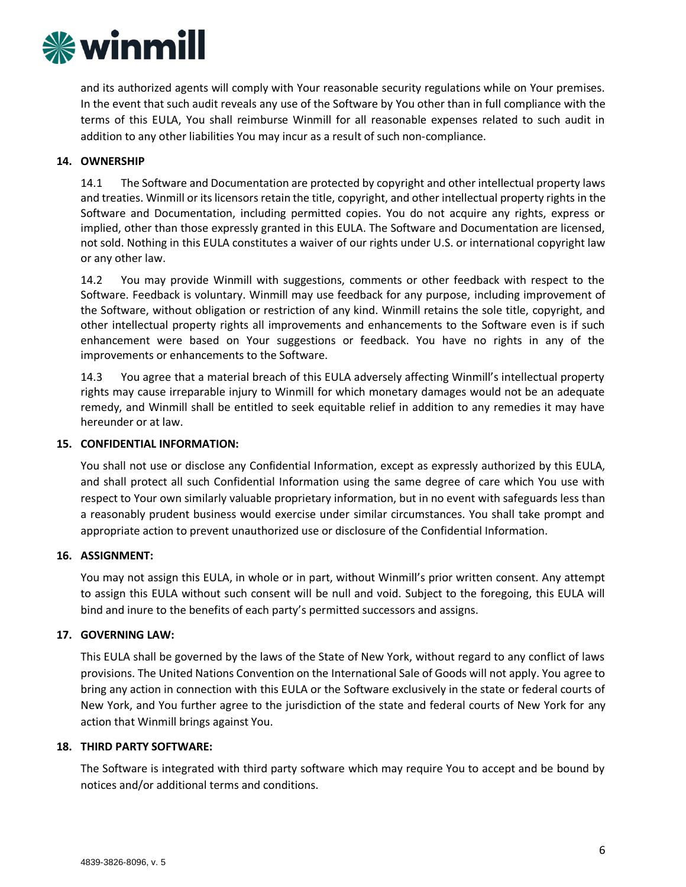and its authorized agents will comply with Your reasonable security regulations while on Your premises. In the event that such audit reveals any use of the Software by You other than in full compliance with the terms of this EULA, You shall reimburse Winmill for all reasonable expenses related to such audit in addition to any other liabilities You may incur as a result of such non-compliance.

**14. OWNERSHIP**

14.1 The Software and Documentation are protected by copyright and other intellectual property laws and treaties. Winmill or its licensors retain the title, copyright, and other intellectual property rights in the Software and Documentation, including permitted copies. You do not acquire any rights, express or implied, other than those expressly granted in this EULA. The Software and Documentation are licensed, not sold. Nothing in this EULA constitutes a waiver of our rights under U.S. or international copyright law or any other law.

14.2 You may provide Winmill with suggestions, comments or other feedback with respect to the Software. Feedback is voluntary. Winmill may use feedback for any purpose, including improvement of the Software, without obligation or restriction of any kind. Winmill retains the sole title, copyright, and other intellectual property rights all improvements and enhancements to the Software even is if such enhancement were based on Your suggestions or feedback. You have no rights in any of the improvements or enhancements to the Software.

14.3 You agree that a material breach of this EULA adversely affecting Winmill's intellectual property rights may cause irreparable injury to Winmill for which monetary damages would not be an adequate remedy, and Winmill shall be entitled to seek equitable relief in addition to any remedies it may have hereunder or at law.

**15. CONFIDENTIAL INFORMATION:**

You shall not use or disclose any Confidential Information, except as expressly authorized by this EULA, and shall protect all such Confidential Information using the same degree of care which You use with respect to Your own similarly valuable proprietary information, but in no event with safeguards less than a reasonably prudent business would exercise under similar circumstances. You shall take prompt and appropriate action to prevent unauthorized use or disclosure of the Confidential Information.

**16. ASSIGNMENT:**

You may not assign this EULA, in whole or in part, without Winmill's prior written consent. Any attempt to assign this EULA without such consent will be null and void. Subject to the foregoing, this EULA will bind and inure to the benefits of each party's permitted successors and assigns.

**17. GOVERNING LAW:**

This EULA shall be governed by the laws of the State of New York, without regard to any conflict of laws provisions. The United Nations Convention on the International Sale of Goods will not apply. You agree to bring any action in connection with this EULA or the Software exclusively in the state or federal courts of New York, and You further agree to the jurisdiction of the state and federal courts of New York for any action that Winmill brings against You.

**18. THIRD PARTY SOFTWARE:**

The Software is integrated with third party software which may require You to accept and be bound by notices and/or additional terms and conditions.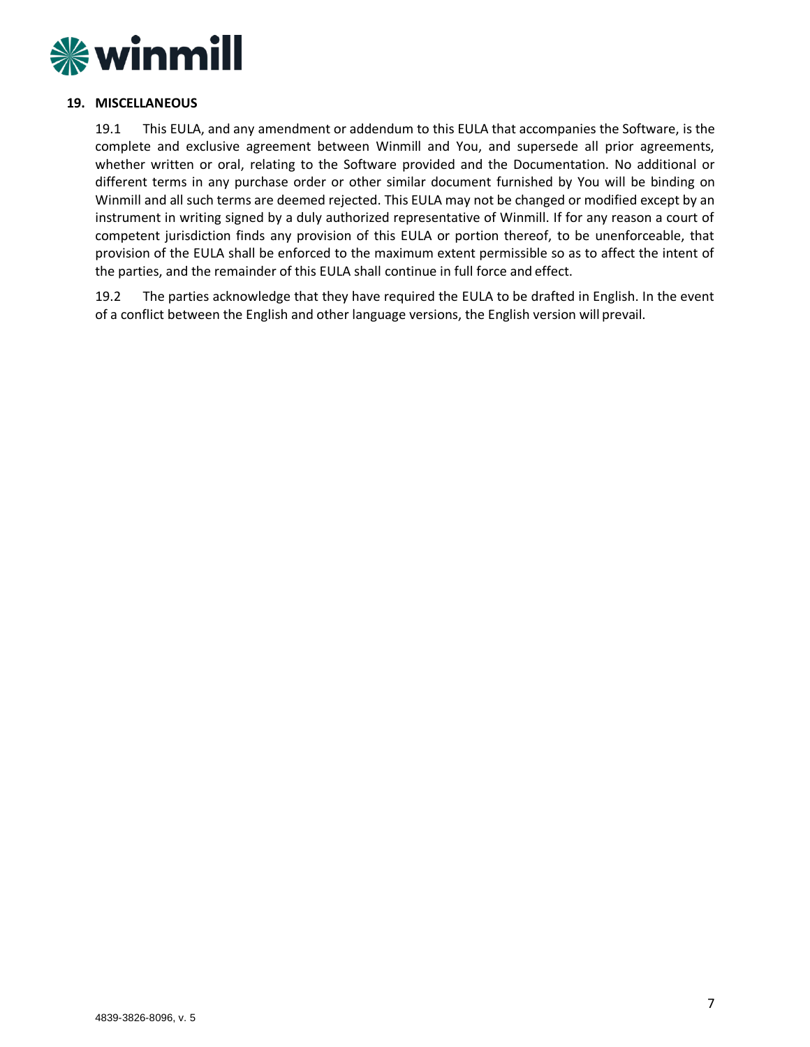## 19. MISCELLANEOUS

19.1 This EULA, and any amendment or addendum to this EULA that accompanies the Software, is the complete and exclusive agreement between Winmill and You, and supersede all prior agreements, whether written or oral, relating to the Software provided and the Documentation. No additional or different terms in any purchase order or other similar document furnished by You will be binding on Winmill and all such terms are deemed rejected. This EULA may not be changed or modified except by an instrument in writing signed by a duly authorized representative of Winmill. If for any reason a court of competent jurisdiction finds any provision of this EULA or portion thereof, to be unenforceable, that provision of the EULA shall be enforced to the maximum extent permissible so as to affect the intent of the parties, and the remainder of this EULA shall continue in full force and effect.

19.2 The parties acknowledge that they have required the EULA to be drafted in English. In the event of a conflict between the English and other language versions, the English version will prevail.

4839-3826-8096, v. 5